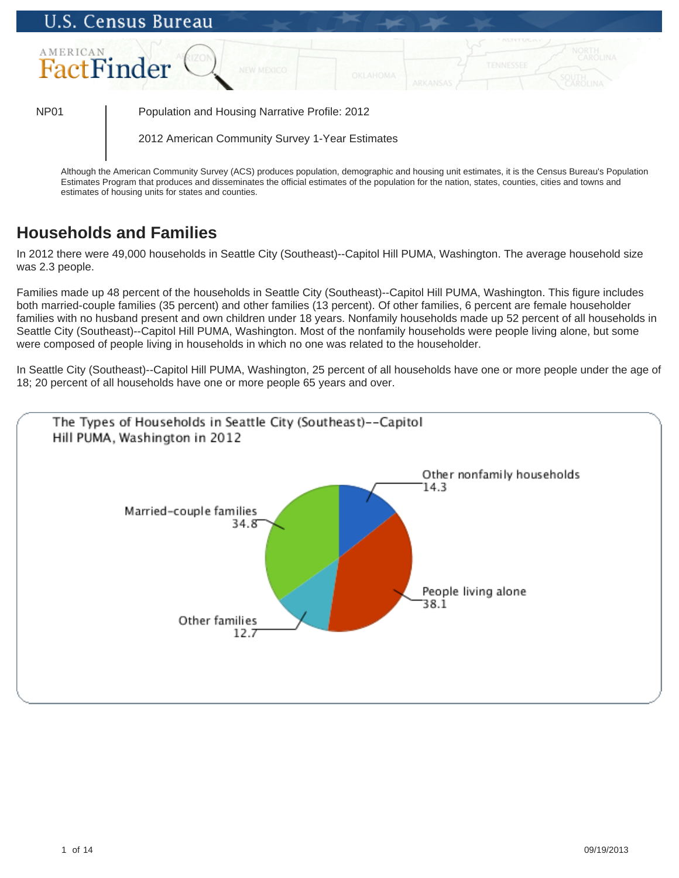NP01 | Population and Housing Narrative Profile: 2012

2012 American Community Survey 1-Year Estimates

Although the American Community Survey (ACS) produces population, demographic and housing unit estimates, it is the Census Bureau's Population Estimates Program that produces and disseminates the official estimates of the population for the nation, states, counties, cities and towns and estimates of housing units for states and counties.

## Households and Families

In 2012 there were 49,000 households in Seattle City (Southeast)--Capitol Hill PUMA, Washington. The average household size was 2.3 people.

Families made up 48 percent of the households in Seattle City (Southeast)--Capitol Hill PUMA, Washington. This figure includes both married-couple families (35 percent) and other families (13 percent). Of other families, 6 percent are female householder families with no husband present and own children under 18 years. Nonfamily households made up 52 percent of all households in Seattle City (Southeast)--Capitol Hill PUMA, Washington. Most of the nonfamily households were people living alone, but some were composed of people living in households in which no one was related to the householder.

In Seattle City (Southeast)--Capitol Hill PUMA, Washington, 25 percent of all households have one or more people under the age of 18; 20 percent of all households have one or more people 65 years and over.

The Types of Households in Seattle City (Southeast)--Capitol Hill PUMA, Washington in 2012

| Household type | Percent |
|---|---|
| Other nonfamily households | 14.3 |
| People living alone | 38.1 |
| Other families | 12.7 |
| Married-couple families | 34.8 |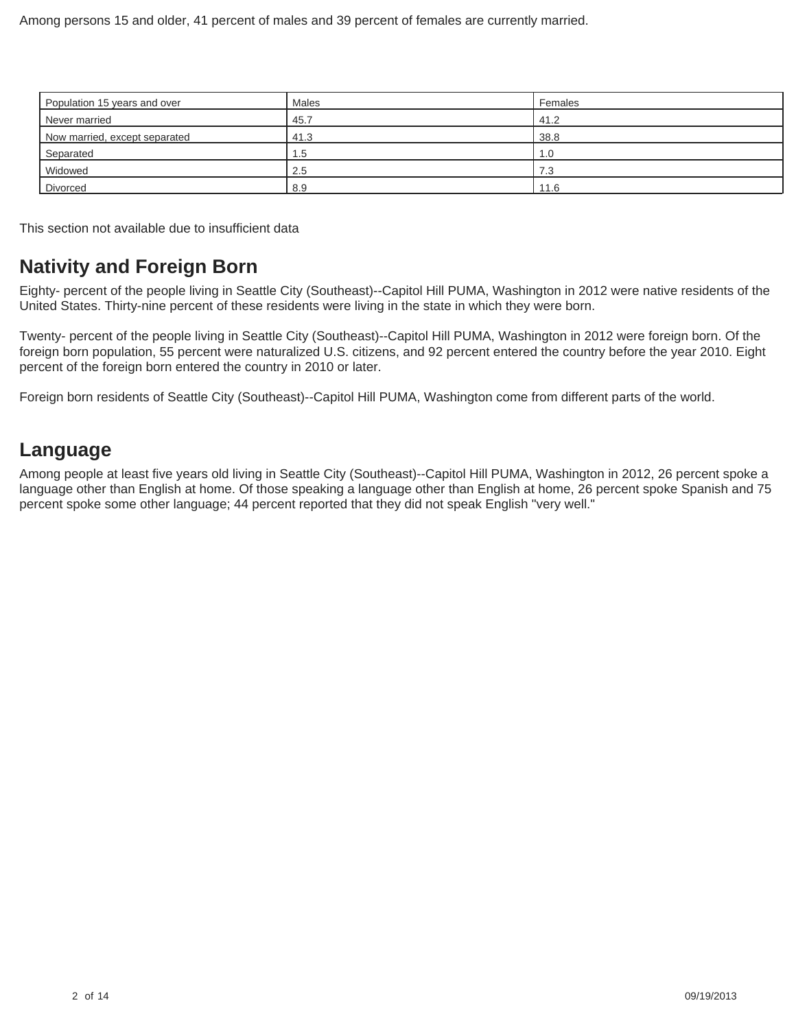Among persons 15 and older, 41 percent of males and 39 percent of females are currently married.

| Population 15 years and over | Males | Females |
|---|---|---|
| Never married | 45.7 | 41.2 |
| Now married, except separated | 41.3 | 38.8 |
| Separated | 1.5 | 1.0 |
| Widowed | 2.5 | 7.3 |
| Divorced | 8.9 | 11.6 |

This section not available due to insufficient data

## Nativity and Foreign Born

Eighty- percent of the people living in Seattle City (Southeast)--Capitol Hill PUMA, Washington in 2012 were native residents of the United States. Thirty-nine percent of these residents were living in the state in which they were born.

Twenty- percent of the people living in Seattle City (Southeast)--Capitol Hill PUMA, Washington in 2012 were foreign born. Of the foreign born population, 55 percent were naturalized U.S. citizens, and 92 percent entered the country before the year 2010. Eight percent of the foreign born entered the country in 2010 or later.

Foreign born residents of Seattle City (Southeast)--Capitol Hill PUMA, Washington come from different parts of the world.

## Language

Among people at least five years old living in Seattle City (Southeast)--Capitol Hill PUMA, Washington in 2012, 26 percent spoke a language other than English at home. Of those speaking a language other than English at home, 26 percent spoke Spanish and 75 percent spoke some other language; 44 percent reported that they did not speak English "very well."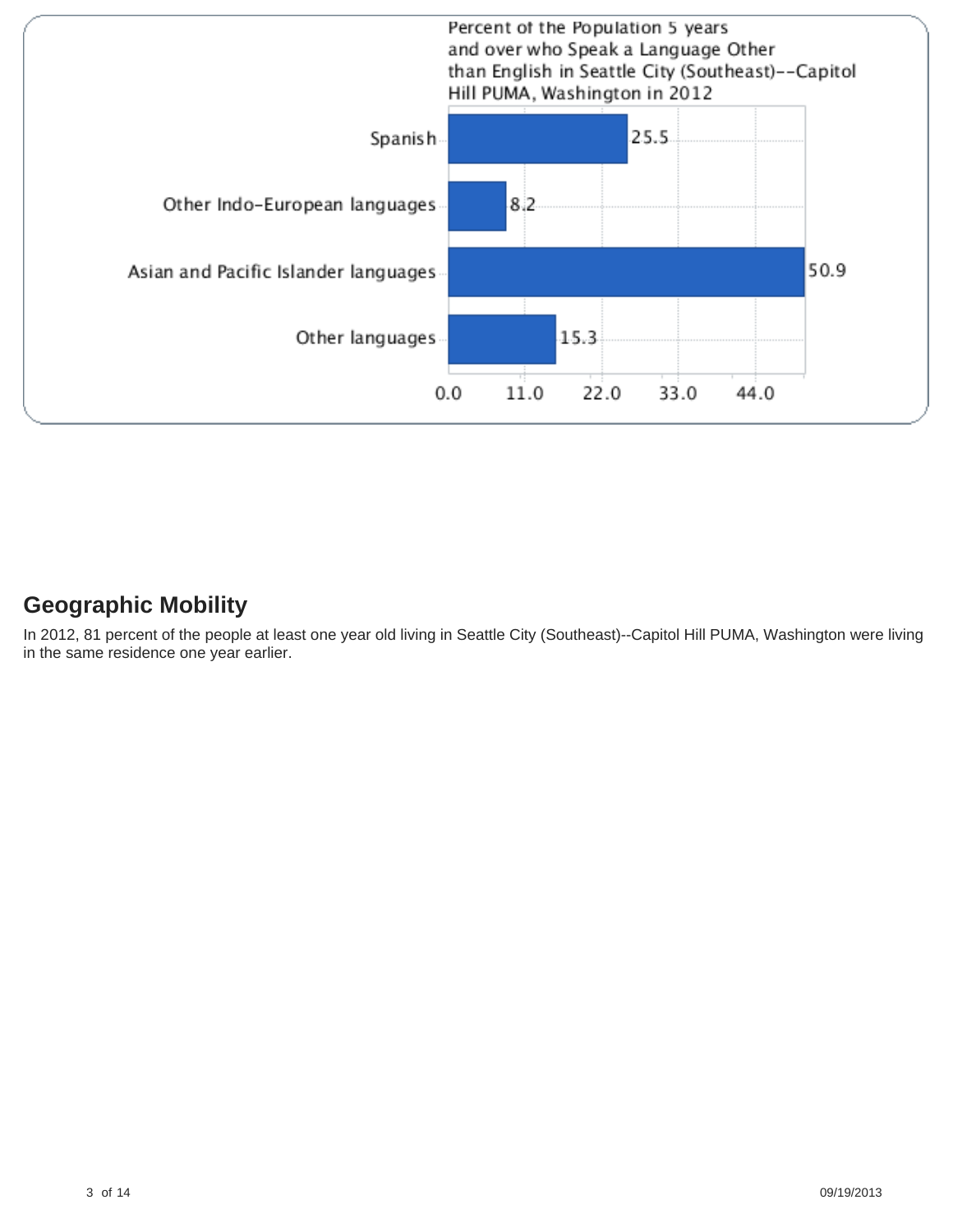Percent of the Population 5 years and over who Speak a Language Other than English in Seattle City (Southeast)--Capitol Hill PUMA, Washington in 2012

| Language | Percent |
|---|---|
| Spanish | 25.5 |
| Other Indo-European languages | 8.2 |
| Asian and Pacific Islander languages | 50.9 |
| Other languages | 15.3 |

## Geographic Mobility

In 2012, 81 percent of the people at least one year old living in Seattle City (Southeast)--Capitol Hill PUMA, Washington were living in the same residence one year earlier.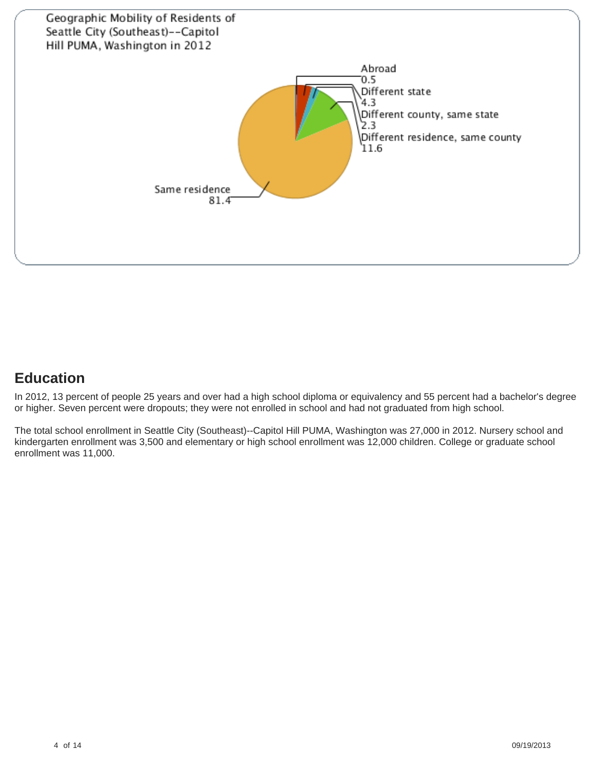Geographic Mobility of Residents of Seattle City (Southeast)--Capitol Hill PUMA, Washington in 2012

| Category | Percent |
| --- | --- |
| Abroad | 0.5 |
| Different state | 4.3 |
| Different county, same state | 2.3 |
| Different residence, same county | 11.6 |
| Same residence | 81.4 |

## Education

In 2012, 13 percent of people 25 years and over had a high school diploma or equivalency and 55 percent had a bachelor's degree or higher. Seven percent were dropouts; they were not enrolled in school and had not graduated from high school.

The total school enrollment in Seattle City (Southeast)--Capitol Hill PUMA, Washington was 27,000 in 2012. Nursery school and kindergarten enrollment was 3,500 and elementary or high school enrollment was 12,000 children. College or graduate school enrollment was 11,000.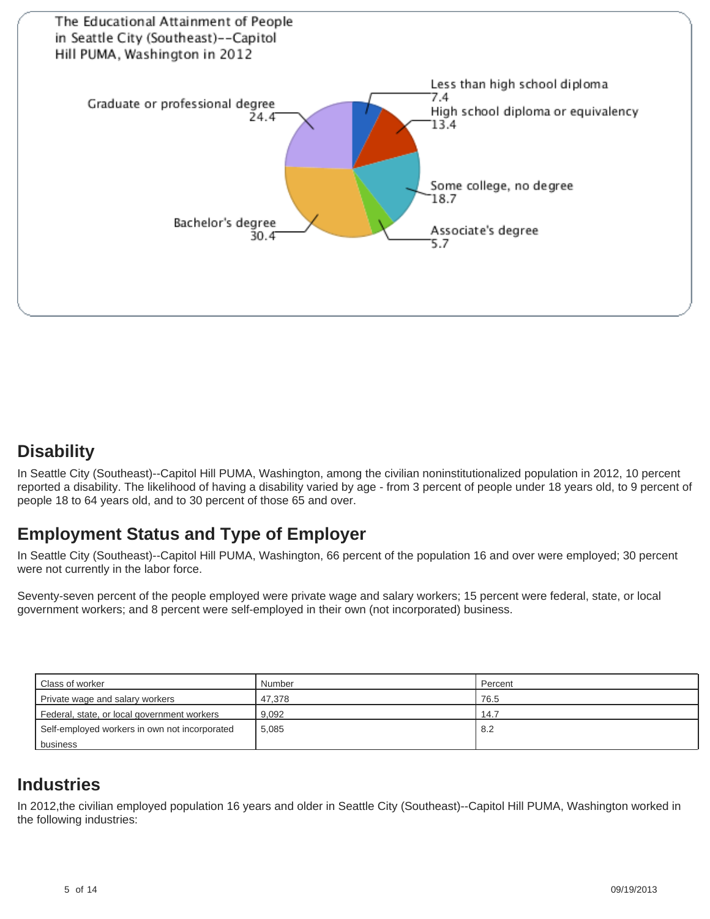The Educational Attainment of People in Seattle City (Southeast)--Capitol Hill PUMA, Washington in 2012

| Category | Percent |
|---|---|
| Less than high school diploma | 7.4 |
| High school diploma or equivalency | 13.4 |
| Some college, no degree | 18.7 |
| Associate's degree | 5.7 |
| Bachelor's degree | 30.4 |
| Graduate or professional degree | 24.4 |

## Disability

In Seattle City (Southeast)--Capitol Hill PUMA, Washington, among the civilian noninstitutionalized population in 2012, 10 percent reported a disability. The likelihood of having a disability varied by age - from 3 percent of people under 18 years old, to 9 percent of people 18 to 64 years old, and to 30 percent of those 65 and over.

## Employment Status and Type of Employer

In Seattle City (Southeast)--Capitol Hill PUMA, Washington, 66 percent of the population 16 and over were employed; 30 percent were not currently in the labor force.

Seventy-seven percent of the people employed were private wage and salary workers; 15 percent were federal, state, or local government workers; and 8 percent were self-employed in their own (not incorporated) business.

| Class of worker | Number | Percent |
|---|---|---|
| Private wage and salary workers | 47,378 | 76.5 |
| Federal, state, or local government workers | 9,092 | 14.7 |
| Self-employed workers in own not incorporated business | 5,085 | 8.2 |

## Industries

In 2012,the civilian employed population 16 years and older in Seattle City (Southeast)--Capitol Hill PUMA, Washington worked in the following industries: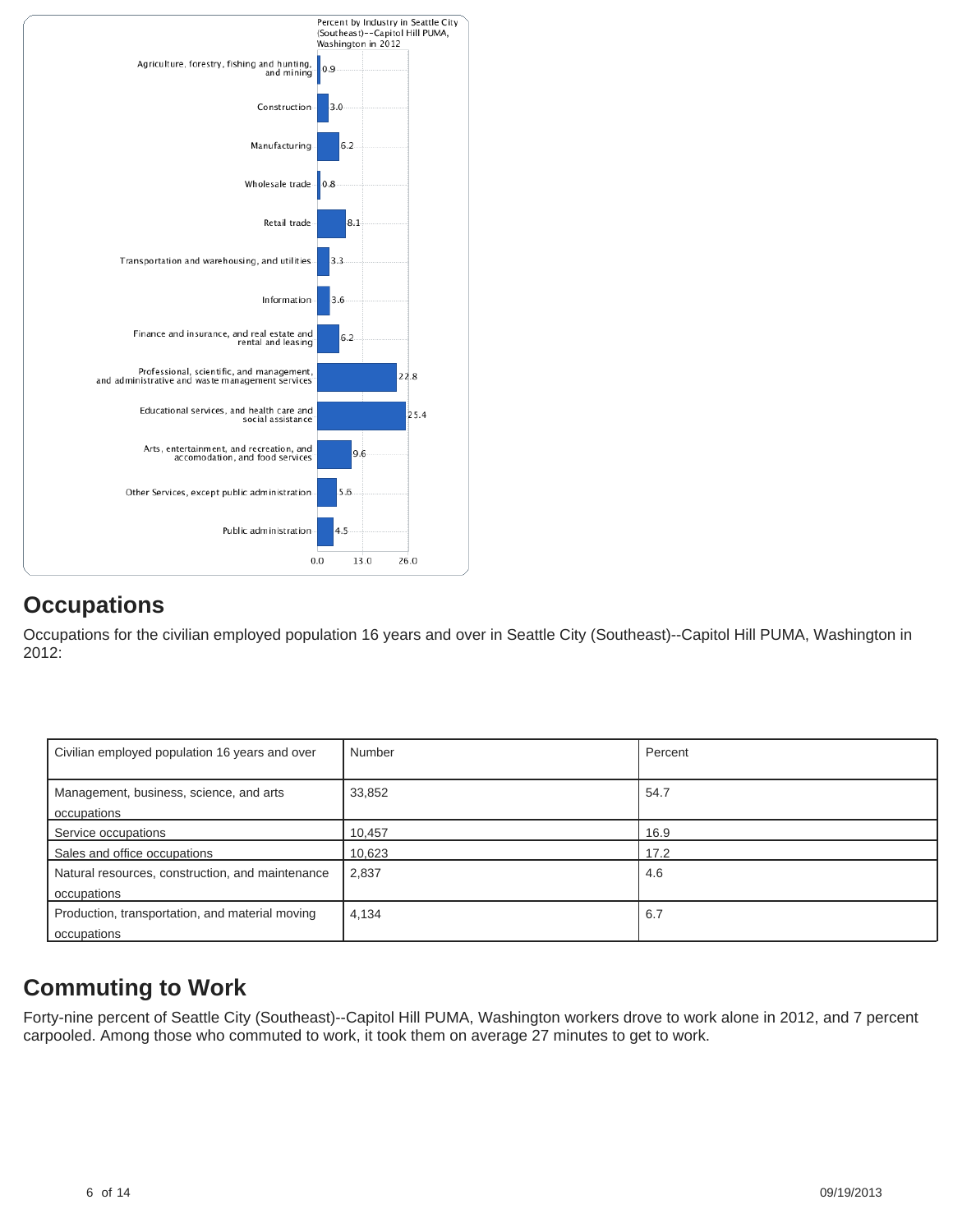Percent by Industry in Seattle City (Southeast)--Capitol Hill PUMA, Washington in 2012

| Industry | Percent |
| --- | --- |
| Agriculture, forestry, fishing and hunting, and mining | 0.9 |
| Construction | 3.0 |
| Manufacturing | 6.2 |
| Wholesale trade | 0.8 |
| Retail trade | 8.1 |
| Transportation and warehousing, and utilities | 3.3 |
| Information | 3.6 |
| Finance and insurance, and real estate and rental and leasing | 6.2 |
| Professional, scientific, and management, and administrative and waste management services | 22.8 |
| Educational services, and health care and social assistance | 25.4 |
| Arts, entertainment, and recreation, and accomodation, and food services | 9.6 |
| Other Services, except public administration | 5.6 |
| Public administration | 4.5 |

## Occupations

Occupations for the civilian employed population 16 years and over in Seattle City (Southeast)--Capitol Hill PUMA, Washington in 2012:

| Civilian employed population 16 years and over | Number | Percent |
| --- | --- | --- |
| Management, business, science, and arts occupations | 33,852 | 54.7 |
| Service occupations | 10,457 | 16.9 |
| Sales and office occupations | 10,623 | 17.2 |
| Natural resources, construction, and maintenance occupations | 2,837 | 4.6 |
| Production, transportation, and material moving occupations | 4,134 | 6.7 |

## Commuting to Work

Forty-nine percent of Seattle City (Southeast)--Capitol Hill PUMA, Washington workers drove to work alone in 2012, and 7 percent carpooled. Among those who commuted to work, it took them on average 27 minutes to get to work.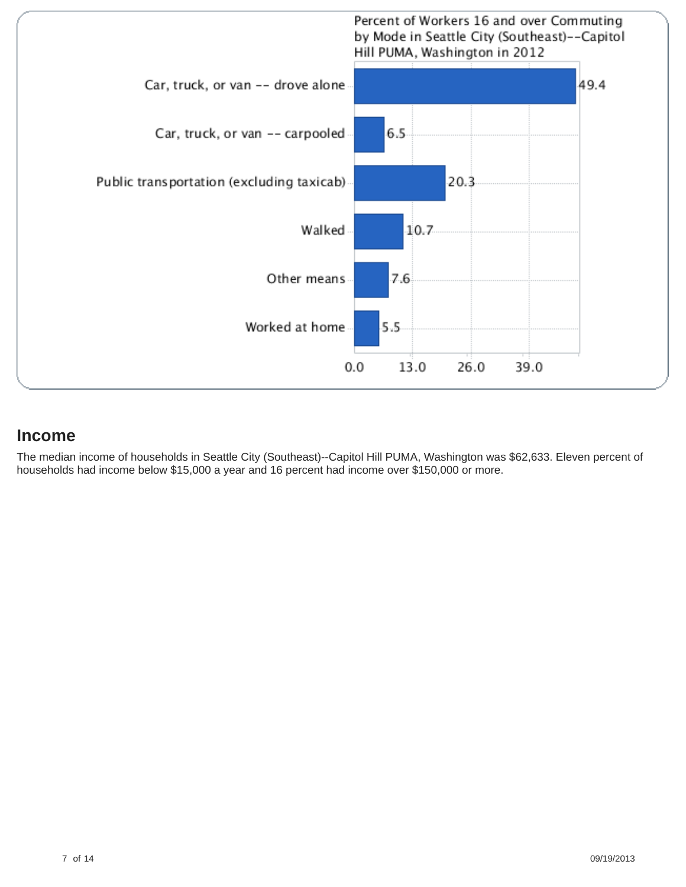Percent of Workers 16 and over Commuting by Mode in Seattle City (Southeast)--Capitol Hill PUMA, Washington in 2012

| Mode | Percent |
| --- | --- |
| Car, truck, or van -- drove alone | 49.4 |
| Car, truck, or van -- carpooled | 6.5 |
| Public transportation (excluding taxicab) | 20.3 |
| Walked | 10.7 |
| Other means | 7.6 |
| Worked at home | 5.5 |

## Income

The median income of households in Seattle City (Southeast)--Capitol Hill PUMA, Washington was $62,633. Eleven percent of households had income below $15,000 a year and 16 percent had income over $150,000 or more.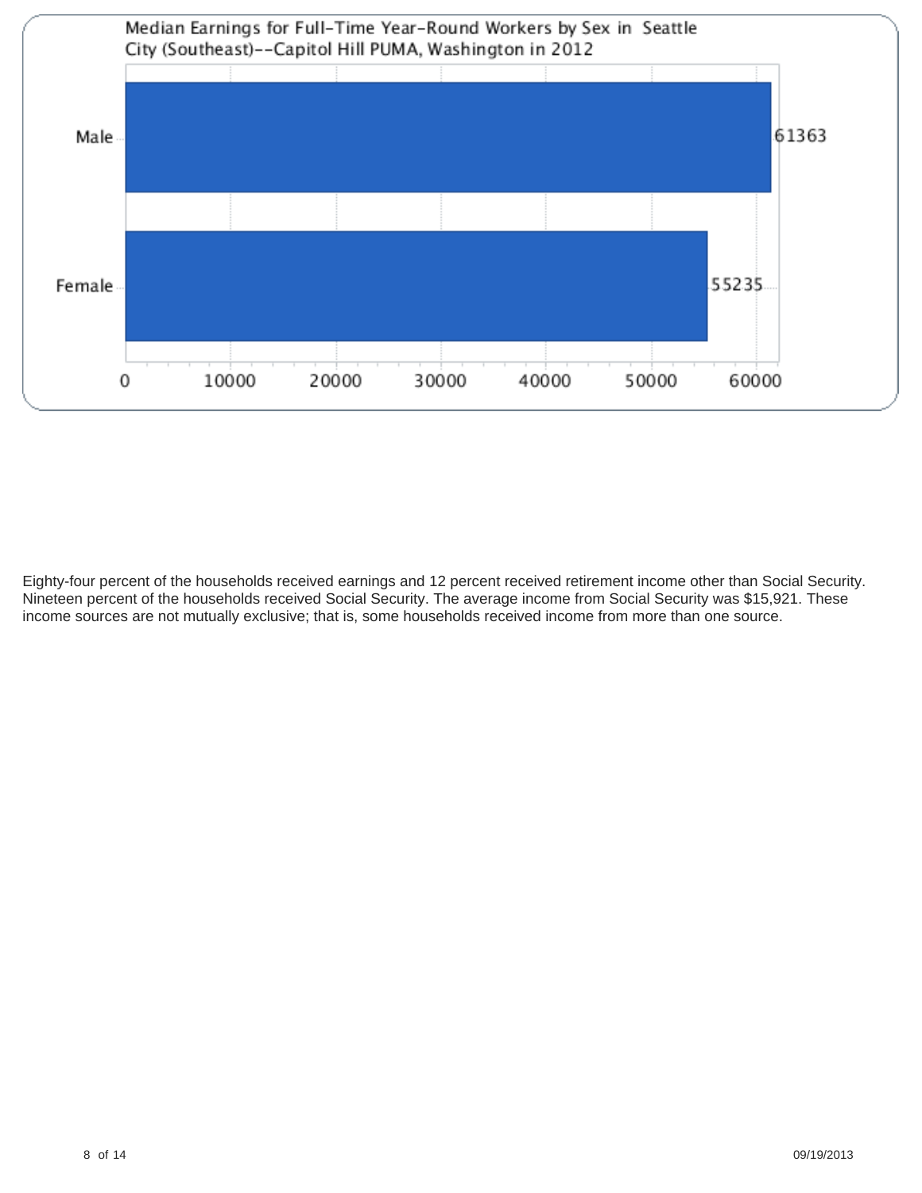Median Earnings for Full-Time Year-Round Workers by Sex in Seattle City (Southeast)--Capitol Hill PUMA, Washington in 2012

| Sex | Median Earnings |
|---|---|
| Male | 61363 |
| Female | 55235 |

Eighty-four percent of the households received earnings and 12 percent received retirement income other than Social Security. Nineteen percent of the households received Social Security. The average income from Social Security was $15,921. These income sources are not mutually exclusive; that is, some households received income from more than one source.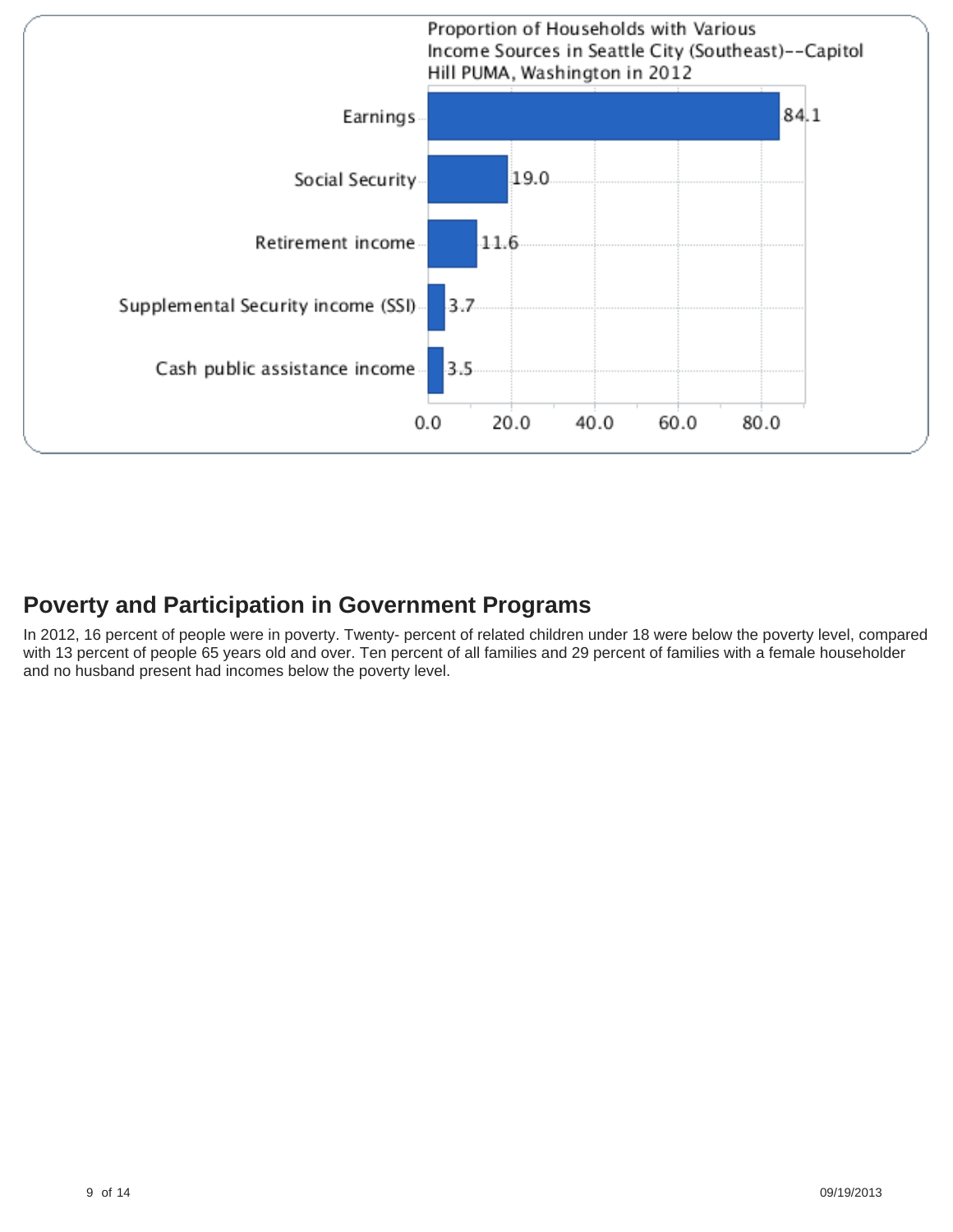Proportion of Households with Various Income Sources in Seattle City (Southeast)--Capitol Hill PUMA, Washington in 2012

| Income Source | Percent |
| --- | --- |
| Earnings | 84.1 |
| Social Security | 19.0 |
| Retirement income | 11.6 |
| Supplemental Security income (SSI) | 3.7 |
| Cash public assistance income | 3.5 |

## Poverty and Participation in Government Programs

In 2012, 16 percent of people were in poverty. Twenty- percent of related children under 18 were below the poverty level, compared with 13 percent of people 65 years old and over. Ten percent of all families and 29 percent of families with a female householder and no husband present had incomes below the poverty level.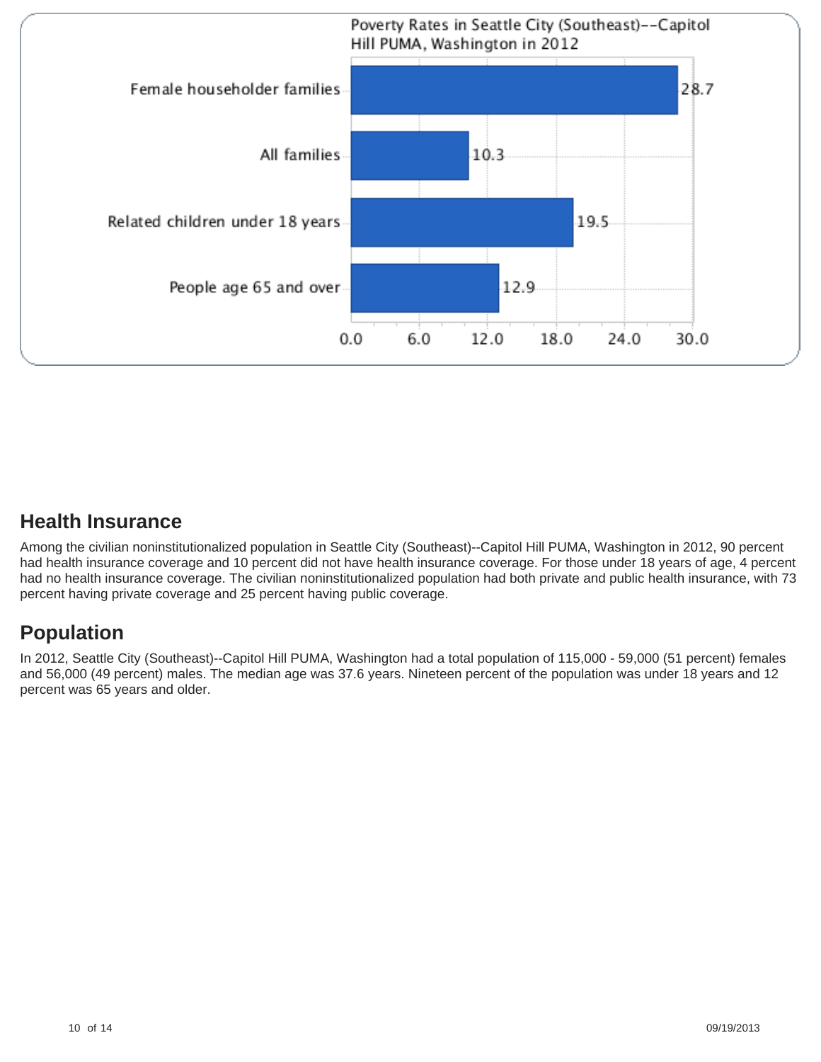Poverty Rates in Seattle City (Southeast)--Capitol Hill PUMA, Washington in 2012

| Category | Percent |
| --- | --- |
| Female householder families | 28.7 |
| All families | 10.3 |
| Related children under 18 years | 19.5 |
| People age 65 and over | 12.9 |

## Health Insurance

Among the civilian noninstitutionalized population in Seattle City (Southeast)--Capitol Hill PUMA, Washington in 2012, 90 percent had health insurance coverage and 10 percent did not have health insurance coverage. For those under 18 years of age, 4 percent had no health insurance coverage. The civilian noninstitutionalized population had both private and public health insurance, with 73 percent having private coverage and 25 percent having public coverage.

## Population

In 2012, Seattle City (Southeast)--Capitol Hill PUMA, Washington had a total population of 115,000 - 59,000 (51 percent) females and 56,000 (49 percent) males. The median age was 37.6 years. Nineteen percent of the population was under 18 years and 12 percent was 65 years and older.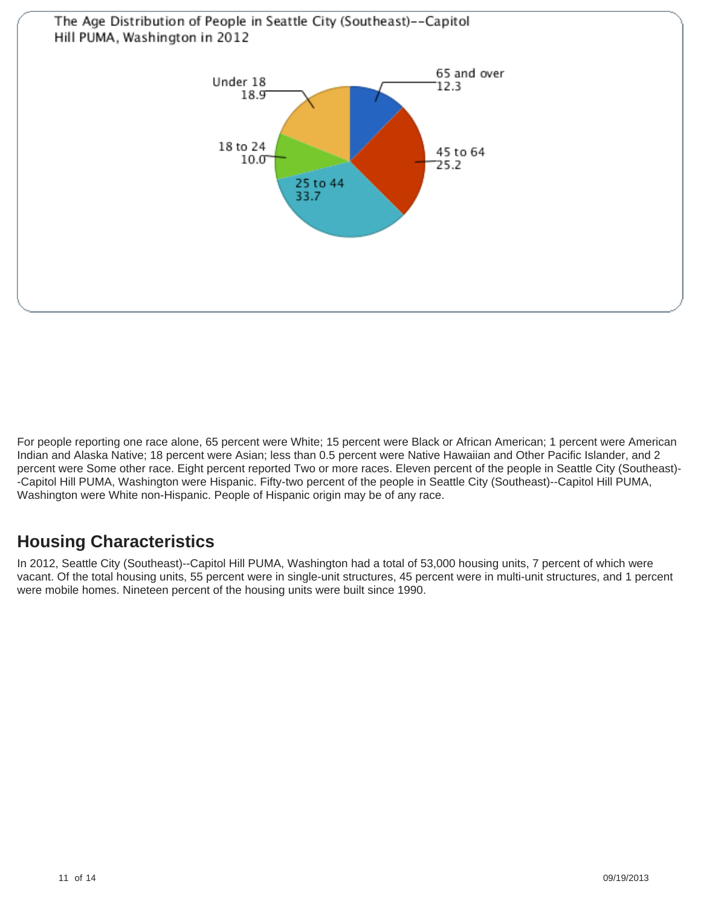The Age Distribution of People in Seattle City (Southeast)--Capitol Hill PUMA, Washington in 2012

| Age group | Percent |
|---|---|
| Under 18 | 18.9 |
| 18 to 24 | 10.0 |
| 25 to 44 | 33.7 |
| 45 to 64 | 25.2 |
| 65 and over | 12.3 |

For people reporting one race alone, 65 percent were White; 15 percent were Black or African American; 1 percent were American Indian and Alaska Native; 18 percent were Asian; less than 0.5 percent were Native Hawaiian and Other Pacific Islander, and 2 percent were Some other race. Eight percent reported Two or more races. Eleven percent of the people in Seattle City (Southeast)--Capitol Hill PUMA, Washington were Hispanic. Fifty-two percent of the people in Seattle City (Southeast)--Capitol Hill PUMA, Washington were White non-Hispanic. People of Hispanic origin may be of any race.

## Housing Characteristics

In 2012, Seattle City (Southeast)--Capitol Hill PUMA, Washington had a total of 53,000 housing units, 7 percent of which were vacant. Of the total housing units, 55 percent were in single-unit structures, 45 percent were in multi-unit structures, and 1 percent were mobile homes. Nineteen percent of the housing units were built since 1990.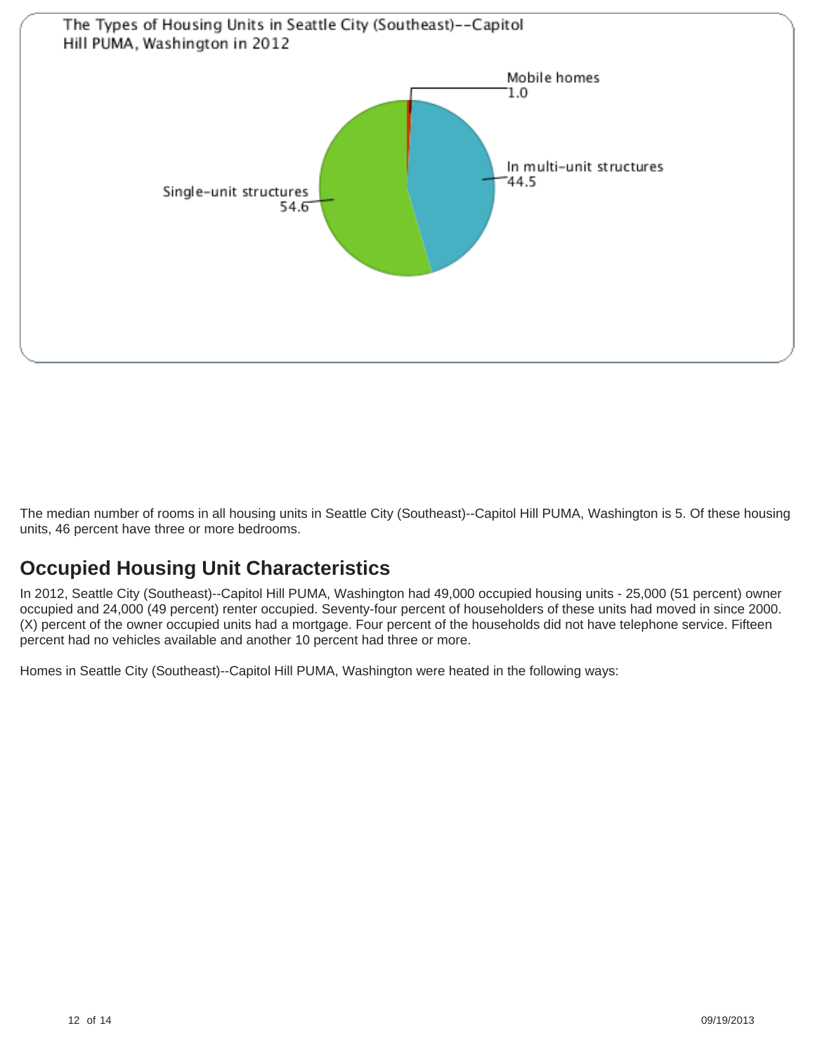The Types of Housing Units in Seattle City (Southeast)--Capitol Hill PUMA, Washington in 2012

| Type | Percent |
| --- | --- |
| Mobile homes | 1.0 |
| In multi-unit structures | 44.5 |
| Single-unit structures | 54.6 |

The median number of rooms in all housing units in Seattle City (Southeast)--Capitol Hill PUMA, Washington is 5. Of these housing units, 46 percent have three or more bedrooms.

## Occupied Housing Unit Characteristics

In 2012, Seattle City (Southeast)--Capitol Hill PUMA, Washington had 49,000 occupied housing units - 25,000 (51 percent) owner occupied and 24,000 (49 percent) renter occupied. Seventy-four percent of householders of these units had moved in since 2000. (X) percent of the owner occupied units had a mortgage. Four percent of the households did not have telephone service. Fifteen percent had no vehicles available and another 10 percent had three or more.

Homes in Seattle City (Southeast)--Capitol Hill PUMA, Washington were heated in the following ways: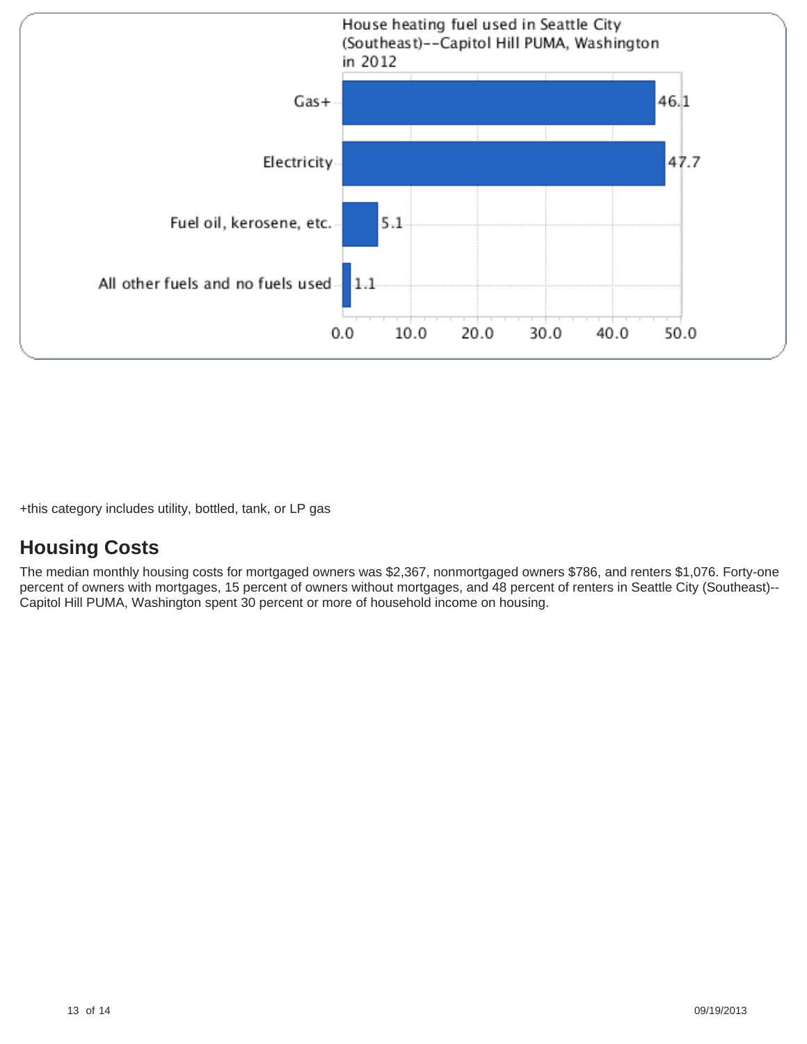House heating fuel used in Seattle City (Southeast)--Capitol Hill PUMA, Washington in 2012

| Fuel | Percent |
| --- | --- |
| Gas+ | 46.1 |
| Electricity | 47.7 |
| Fuel oil, kerosene, etc. | 5.1 |
| All other fuels and no fuels used | 1.1 |

+this category includes utility, bottled, tank, or LP gas

## Housing Costs

The median monthly housing costs for mortgaged owners was $2,367, nonmortgaged owners $786, and renters $1,076. Forty-one percent of owners with mortgages, 15 percent of owners without mortgages, and 48 percent of renters in Seattle City (Southeast)--Capitol Hill PUMA, Washington spent 30 percent or more of household income on housing.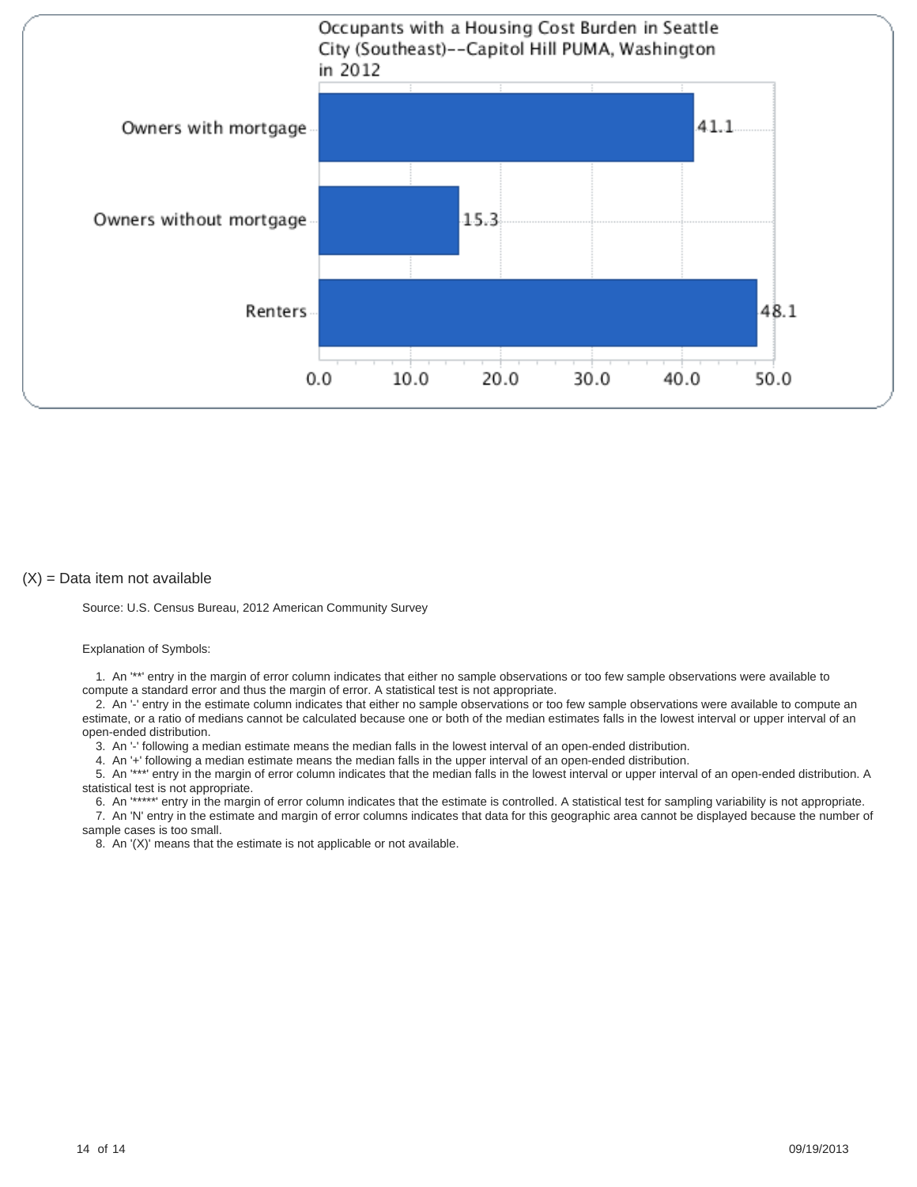Occupants with a Housing Cost Burden in Seattle City (Southeast)--Capitol Hill PUMA, Washington in 2012

Owners with mortgage

41.1

Owners without mortgage

15.3

Renters

48.1

0.0 10.0 20.0 30.0 40.0 50.0

(X) = Data item not available

Source: U.S. Census Bureau, 2012 American Community Survey

Explanation of Symbols:

1. An '**' entry in the margin of error column indicates that either no sample observations or too few sample observations were available to compute a standard error and thus the margin of error. A statistical test is not appropriate.
2. An '-' entry in the estimate column indicates that either no sample observations or too few sample observations were available to compute an estimate, or a ratio of medians cannot be calculated because one or both of the median estimates falls in the lowest interval or upper interval of an open-ended distribution.
3. An '-' following a median estimate means the median falls in the lowest interval of an open-ended distribution.
4. An '+' following a median estimate means the median falls in the upper interval of an open-ended distribution.
5. An '***' entry in the margin of error column indicates that the median falls in the lowest interval or upper interval of an open-ended distribution. A statistical test is not appropriate.
6. An '*****' entry in the margin of error column indicates that the estimate is controlled. A statistical test for sampling variability is not appropriate.
7. An 'N' entry in the estimate and margin of error columns indicates that data for this geographic area cannot be displayed because the number of sample cases is too small.
8. An '(X)' means that the estimate is not applicable or not available.

09/19/2013